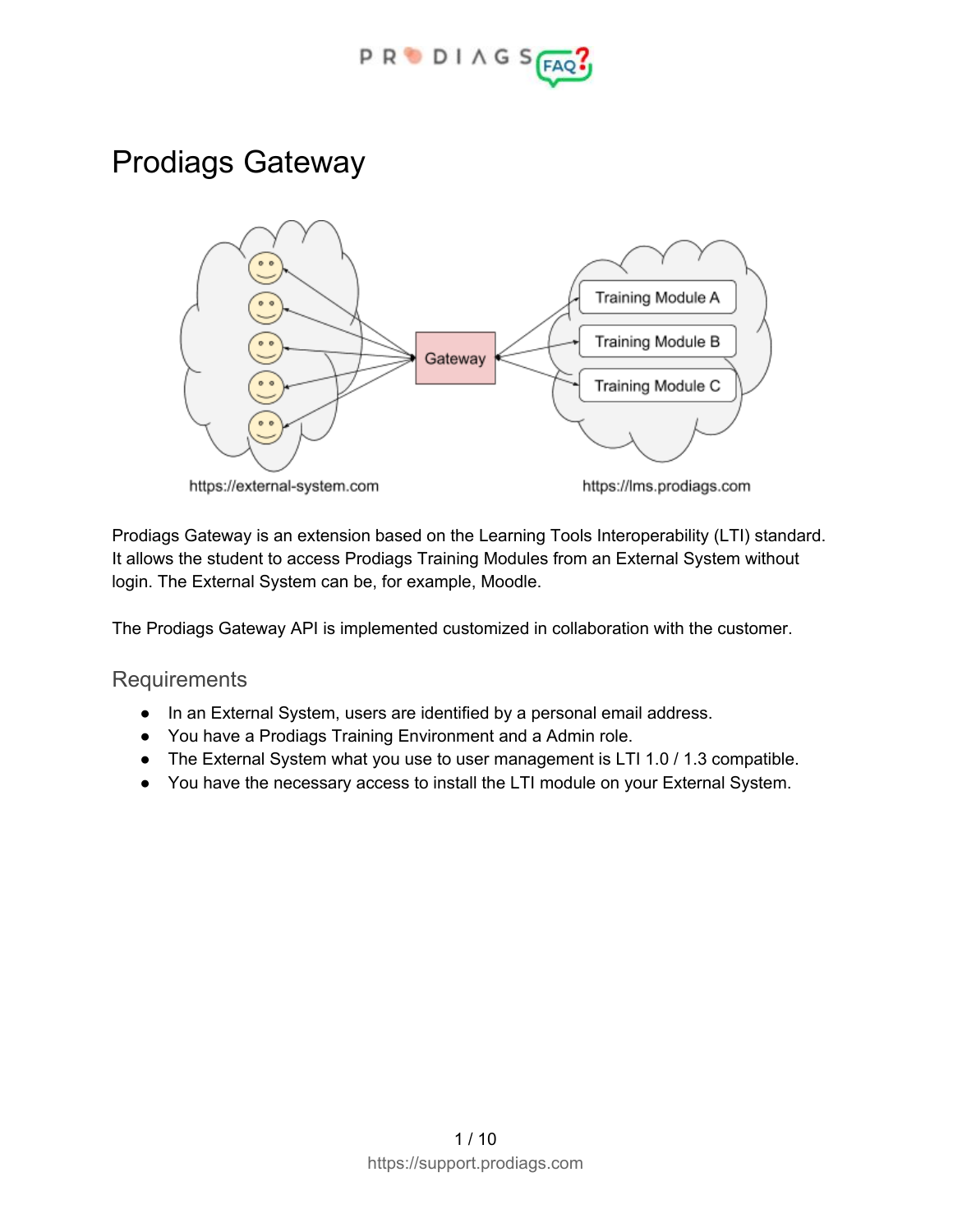# Prodiags Gateway

Prodiags Gateway is an extension based on the Learning Tools Interoperability (LTI) standard. It allows the student to access Prodiags Training Modules from an External System without login. The External System can be, for example, Moodle.

The Prodiags Gateway API is implemented customized in collaboration with the customer.

## Requirements

- In an External System, users are identified by a personal email address.
- You have a Prodiags Training Environment and a Admin role.
- The External System what you use to user management is LTI 1.0 / 1.3 compatible.
- You have the necessary access to install the LTI module on your External System.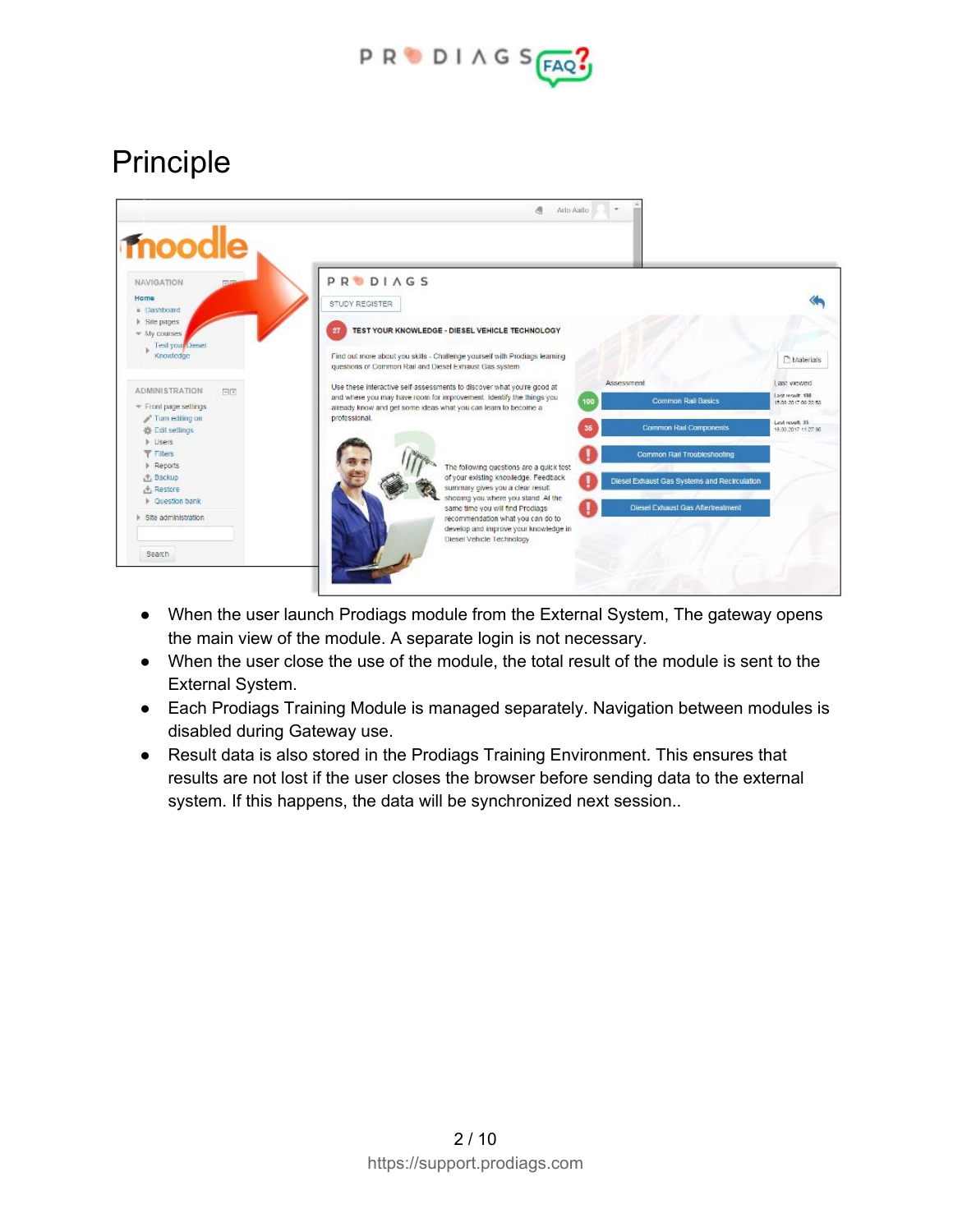# Principle

- When the user launch Prodiags module from the External System, The gateway opens the main view of the module. A separate login is not necessary.
- When the user close the use of the module, the total result of the module is sent to the External System.
- Each Prodiags Training Module is managed separately. Navigation between modules is disabled during Gateway use.
- Result data is also stored in the Prodiags Training Environment. This ensures that results are not lost if the user closes the browser before sending data to the external system. If this happens, the data will be synchronized next session..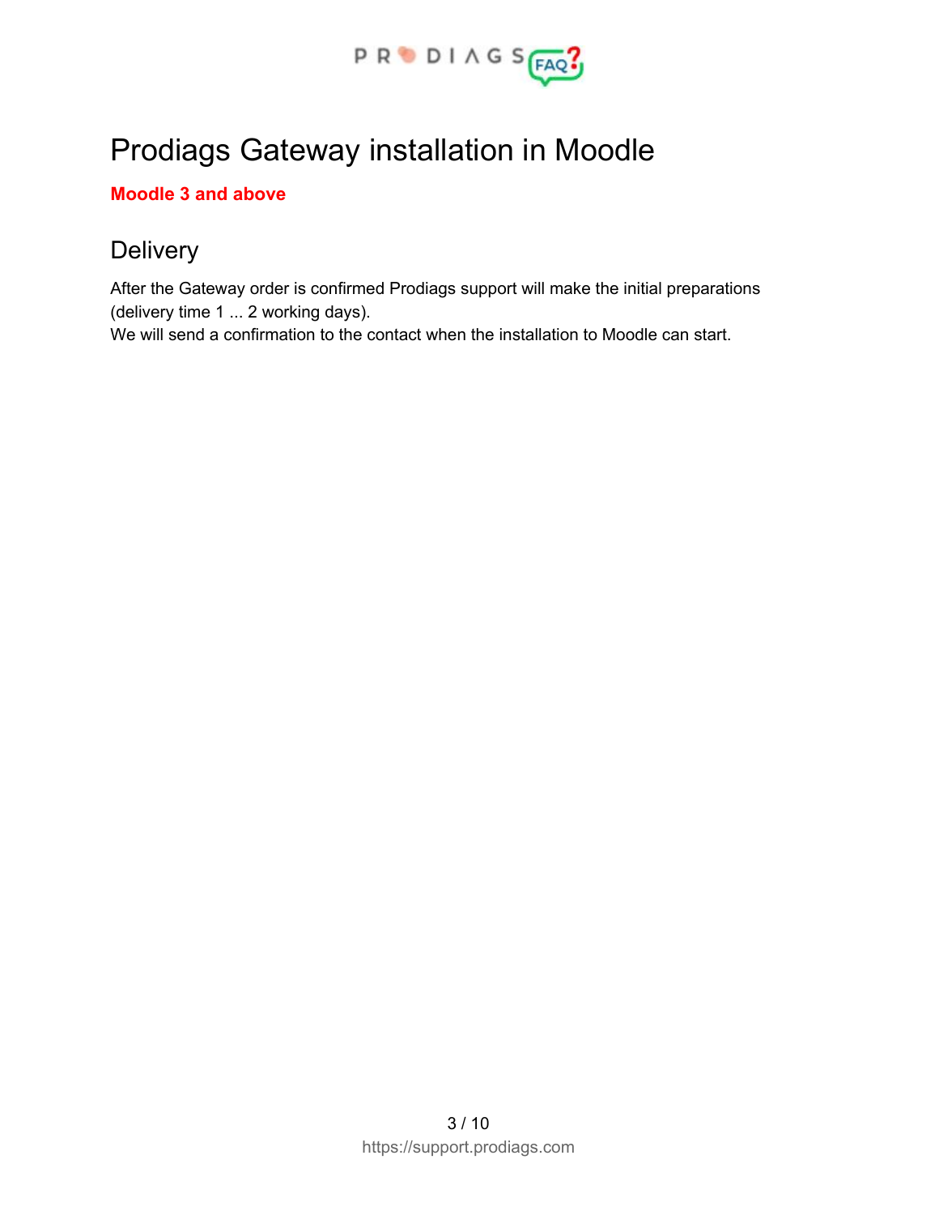# Prodiags Gateway installation in Moodle

**Moodle 3 and above**

## Delivery

After the Gateway order is confirmed Prodiags support will make the initial preparations (delivery time 1 ... 2 working days).
We will send a confirmation to the contact when the installation to Moodle can start.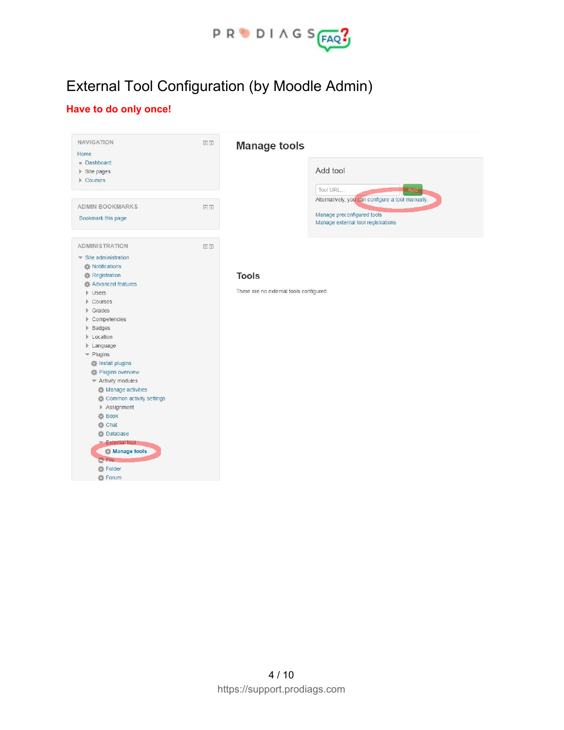# External Tool Configuration (by Moodle Admin)

**Have to do only once!**

NAVIGATION

Home
- Dashboard
- Site pages
- Courses

ADMIN BOOKMARKS

Bookmark this page

ADMINISTRATION

- Site administration
  - Notifications
  - Registration
  - Advanced features
  - Users
  - Courses
  - Grades
  - Competencies
  - Badges
  - Location
  - Language
  - Plugins
    - Install plugins
    - Plugins overview
    - Activity modules
      - Manage activities
      - Common activity settings
      - Assignment
      - Book
      - Chat
      - Database
      - External tool
        - **Manage tools**
      - File
      - Folder
      - Forum

## Manage tools

Add tool

Tool URL... Add

Alternatively, you can configure a tool manually.

Manage preconfigured tools
Manage external tool registrations

### Tools

There are no external tools configured.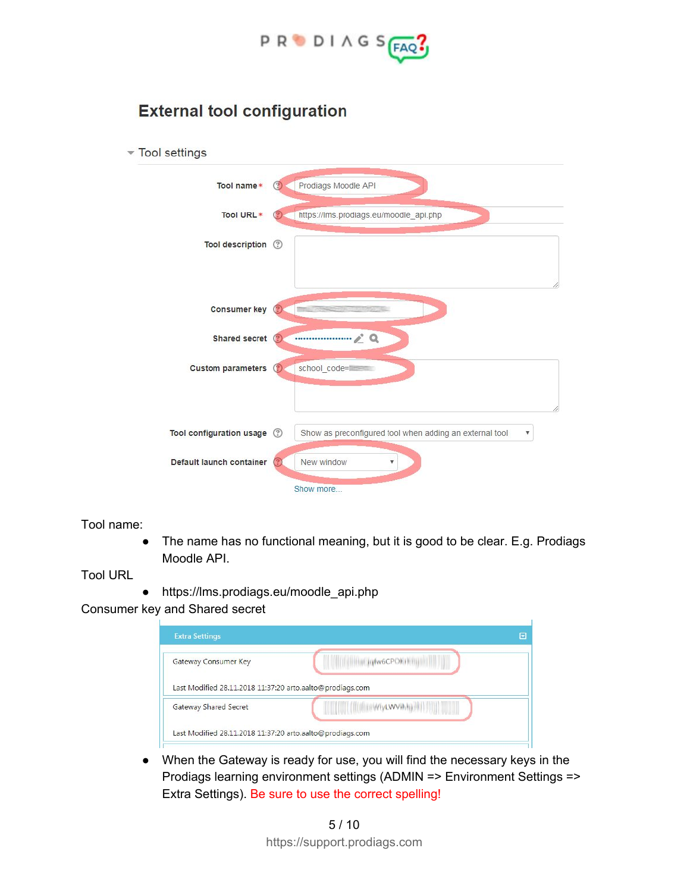## External tool configuration

Tool settings

| | |
|---|---|
| Tool name* | Prodiags Moodle API |
| Tool URL* | https://lms.prodiags.eu/moodle_api.php |
| Tool description | |
| Consumer key | |
| Shared secret | •••••••••••••••••••• |
| Custom parameters | school_code= |
| Tool configuration usage | Show as preconfigured tool when adding an external tool |
| Default launch container | New window |

Show more...

Tool name:

- The name has no functional meaning, but it is good to be clear. E.g. Prodiags Moodle API.

Tool URL

- https://lms.prodiags.eu/moodle_api.php

Consumer key and Shared secret

Extra Settings

| | |
|---|---|
| Gateway Consumer Key | ...qfw6CPOK... |
| Last Modified 28.11.2018 11:37:20 arto.aalto@prodiags.com | |
| Gateway Shared Secret | ...WlyLWViMg... |
| Last Modified 28.11.2018 11:37:20 arto.aalto@prodiags.com | |

- When the Gateway is ready for use, you will find the necessary keys in the Prodiags learning environment settings (ADMIN => Environment Settings => Extra Settings). Be sure to use the correct spelling!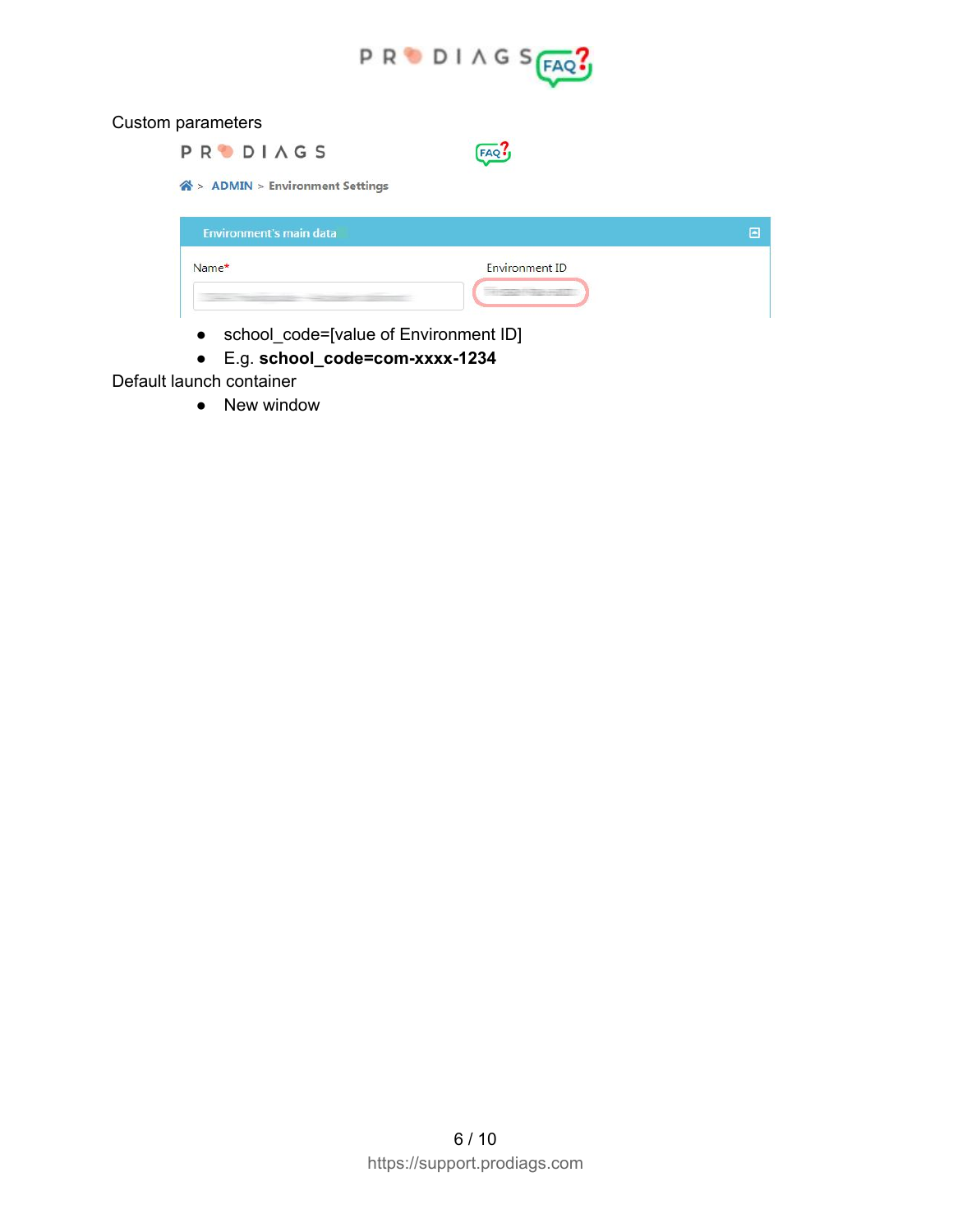Custom parameters

PRODIAGS

ADMIN > Environment Settings

Environment's main data

Name* | Environment ID

- school_code=[value of Environment ID]
- E.g. **school_code=com-xxxx-1234**

Default launch container

- New window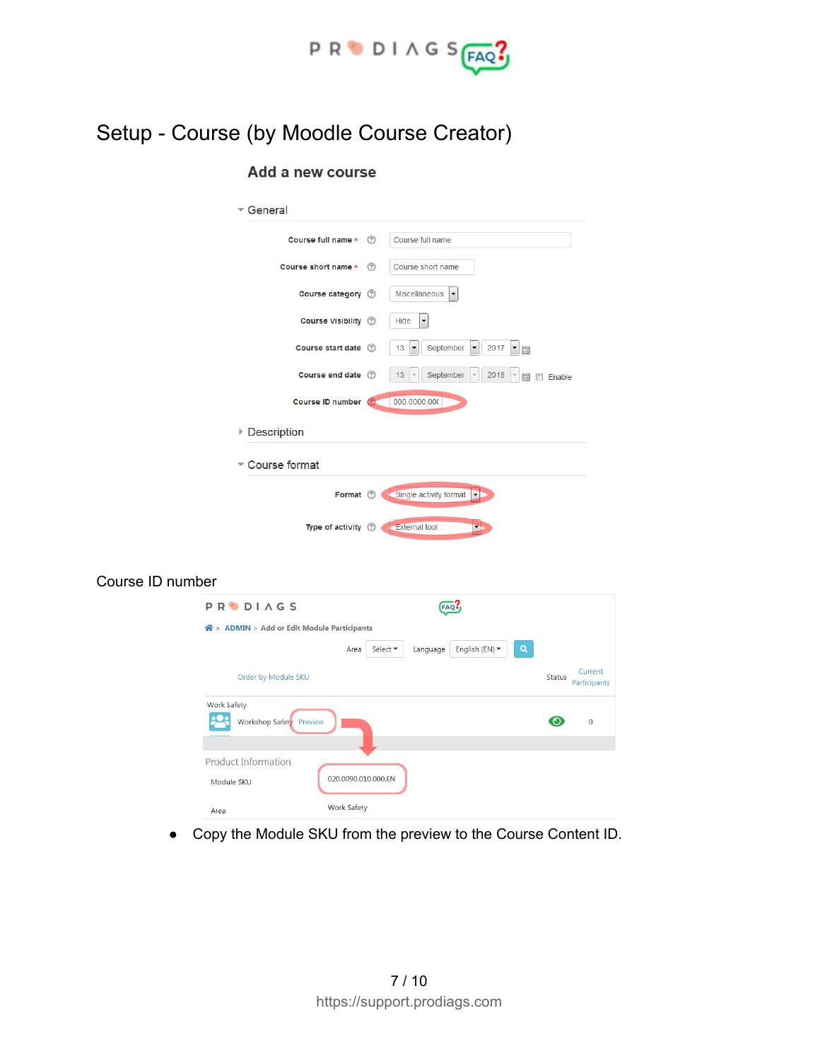# Setup - Course (by Moodle Course Creator)

## Add a new course

**General**

| Field | Value |
|---|---|
| Course full name * | Course full name |
| Course short name * | Course short name |
| Course category | Miscellaneous |
| Course visibility | Hide |
| Course start date | 13 September 2017 |
| Course end date | 13 September 2018 Enable |
| Course ID number | 000.0000.000 |

**Description**

**Course format**

| Field | Value |
|---|---|
| Format | Single activity format |
| Type of activity | External tool |

Course ID number

PRODIAGS FAQ?

ADMIN > Add or Edit Module Participants

Area Select | Language English (EN)

Order by Module SKU | Status | Current Participants

Work Safety

Workshop Safety Preview | 0

Product Information

Module SKU 020.0090.010.000.EN

Area Work Safety

- Copy the Module SKU from the preview to the Course Content ID.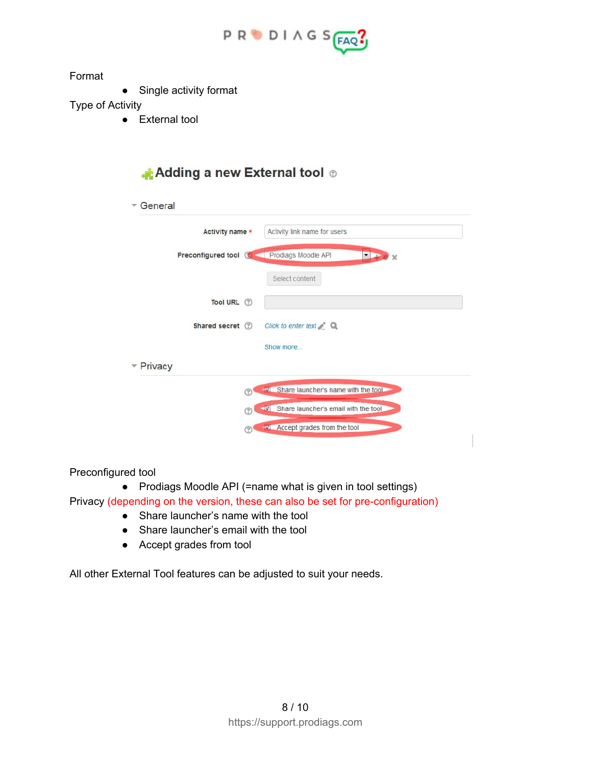Format

- Single activity format

Type of Activity

- External tool

**Adding a new External tool**

General

Activity name * — Activity link name for users

Preconfigured tool — Prodiags Moodle API

Select content

Tool URL

Shared secret — Click to enter text

Show more...

Privacy

- ☑ Share launcher's name with the tool
- ☑ Share launcher's email with the tool
- ☑ Accept grades from the tool

Preconfigured tool

- Prodiags Moodle API (=name what is given in tool settings)

Privacy (depending on the version, these can also be set for pre-configuration)

- Share launcher's name with the tool
- Share launcher's email with the tool
- Accept grades from tool

All other External Tool features can be adjusted to suit your needs.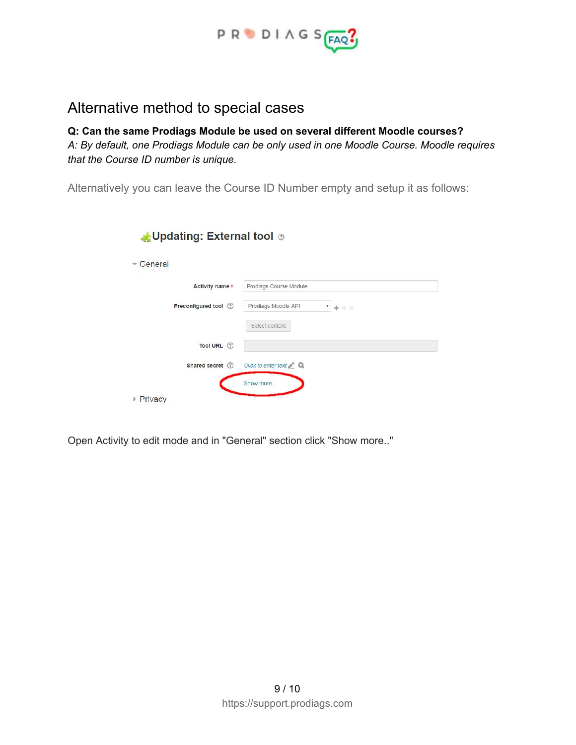## Alternative method to special cases

**Q: Can the same Prodiags Module be used on several different Moodle courses?**

*A: By default, one Prodiags Module can be only used in one Moodle Course. Moodle requires that the Course ID number is unique.*

Alternatively you can leave the Course ID Number empty and setup it as follows:

Open Activity to edit mode and in "General" section click "Show more.."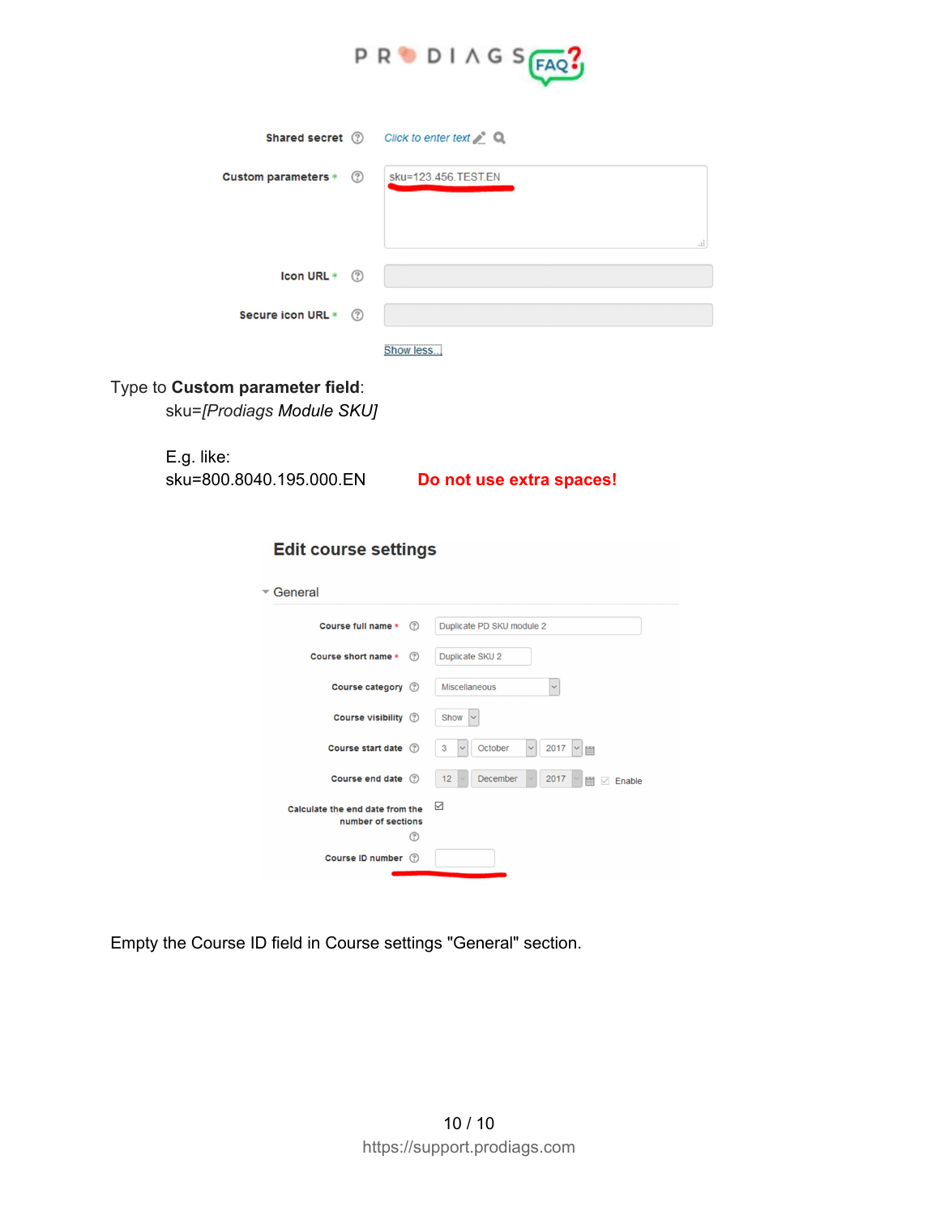Shared secret | Click to enter text

Custom parameters * | sku=123.456.TEST.EN

Icon URL *

Secure icon URL *

Show less...

Type to **Custom parameter field**:

sku=*[Prodiags Module SKU]*

E.g. like:

sku=800.8040.195.000.EN **Do not use extra spaces!**

**Edit course settings**

General

Course full name * | Duplicate PD SKU module 2

Course short name * | Duplicate SKU 2

Course category | Miscellaneous

Course visibility | Show

Course start date | 3 October 2017

Course end date | 12 December 2017 Enable

Calculate the end date from the number of sections

Course ID number

Empty the Course ID field in Course settings "General" section.